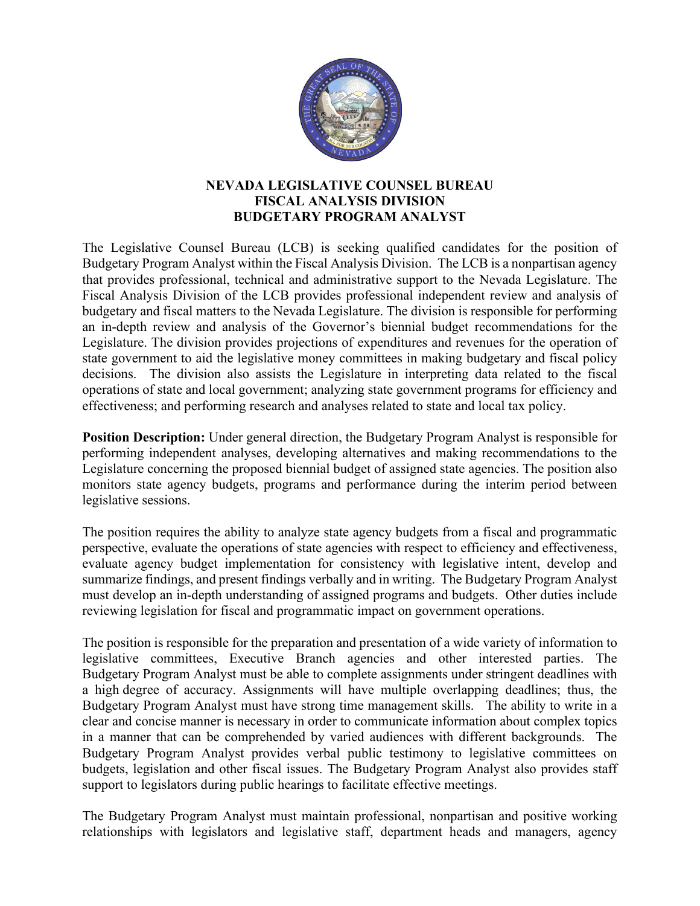# NEVADA LEGISLATIVE COUNSEL BUREAU
# FISCAL ANALYSIS DIVISION
# BUDGETARY PROGRAM ANALYST

The Legislative Counsel Bureau (LCB) is seeking qualified candidates for the position of Budgetary Program Analyst within the Fiscal Analysis Division. The LCB is a nonpartisan agency that provides professional, technical and administrative support to the Nevada Legislature. The Fiscal Analysis Division of the LCB provides professional independent review and analysis of budgetary and fiscal matters to the Nevada Legislature. The division is responsible for performing an in-depth review and analysis of the Governor's biennial budget recommendations for the Legislature. The division provides projections of expenditures and revenues for the operation of state government to aid the legislative money committees in making budgetary and fiscal policy decisions. The division also assists the Legislature in interpreting data related to the fiscal operations of state and local government; analyzing state government programs for efficiency and effectiveness; and performing research and analyses related to state and local tax policy.

**Position Description:** Under general direction, the Budgetary Program Analyst is responsible for performing independent analyses, developing alternatives and making recommendations to the Legislature concerning the proposed biennial budget of assigned state agencies. The position also monitors state agency budgets, programs and performance during the interim period between legislative sessions.

The position requires the ability to analyze state agency budgets from a fiscal and programmatic perspective, evaluate the operations of state agencies with respect to efficiency and effectiveness, evaluate agency budget implementation for consistency with legislative intent, develop and summarize findings, and present findings verbally and in writing. The Budgetary Program Analyst must develop an in-depth understanding of assigned programs and budgets. Other duties include reviewing legislation for fiscal and programmatic impact on government operations.

The position is responsible for the preparation and presentation of a wide variety of information to legislative committees, Executive Branch agencies and other interested parties. The Budgetary Program Analyst must be able to complete assignments under stringent deadlines with a high degree of accuracy. Assignments will have multiple overlapping deadlines; thus, the Budgetary Program Analyst must have strong time management skills. The ability to write in a clear and concise manner is necessary in order to communicate information about complex topics in a manner that can be comprehended by varied audiences with different backgrounds. The Budgetary Program Analyst provides verbal public testimony to legislative committees on budgets, legislation and other fiscal issues. The Budgetary Program Analyst also provides staff support to legislators during public hearings to facilitate effective meetings.

The Budgetary Program Analyst must maintain professional, nonpartisan and positive working relationships with legislators and legislative staff, department heads and managers, agency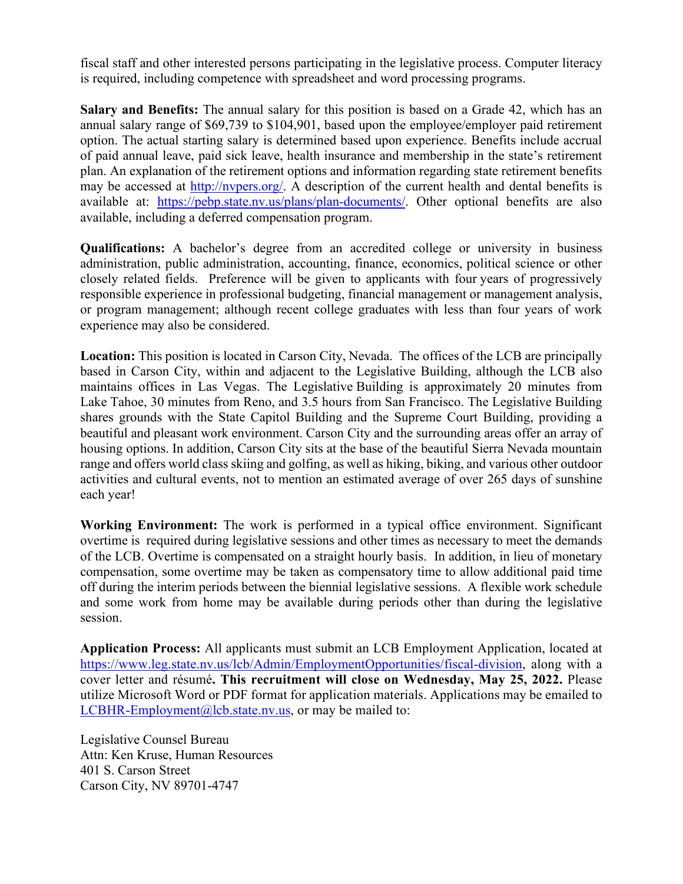fiscal staff and other interested persons participating in the legislative process. Computer literacy is required, including competence with spreadsheet and word processing programs.

**Salary and Benefits:** The annual salary for this position is based on a Grade 42, which has an annual salary range of $69,739 to $104,901, based upon the employee/employer paid retirement option. The actual starting salary is determined based upon experience. Benefits include accrual of paid annual leave, paid sick leave, health insurance and membership in the state's retirement plan. An explanation of the retirement options and information regarding state retirement benefits may be accessed at [http://nvpers.org/](http://nvpers.org/). A description of the current health and dental benefits is available at: [https://pebp.state.nv.us/plans/plan-documents/](https://pebp.state.nv.us/plans/plan-documents/). Other optional benefits are also available, including a deferred compensation program.

**Qualifications:** A bachelor's degree from an accredited college or university in business administration, public administration, accounting, finance, economics, political science or other closely related fields. Preference will be given to applicants with four years of progressively responsible experience in professional budgeting, financial management or management analysis, or program management; although recent college graduates with less than four years of work experience may also be considered.

**Location:** This position is located in Carson City, Nevada. The offices of the LCB are principally based in Carson City, within and adjacent to the Legislative Building, although the LCB also maintains offices in Las Vegas. The Legislative Building is approximately 20 minutes from Lake Tahoe, 30 minutes from Reno, and 3.5 hours from San Francisco. The Legislative Building shares grounds with the State Capitol Building and the Supreme Court Building, providing a beautiful and pleasant work environment. Carson City and the surrounding areas offer an array of housing options. In addition, Carson City sits at the base of the beautiful Sierra Nevada mountain range and offers world class skiing and golfing, as well as hiking, biking, and various other outdoor activities and cultural events, not to mention an estimated average of over 265 days of sunshine each year!

**Working Environment:** The work is performed in a typical office environment. Significant overtime is required during legislative sessions and other times as necessary to meet the demands of the LCB. Overtime is compensated on a straight hourly basis. In addition, in lieu of monetary compensation, some overtime may be taken as compensatory time to allow additional paid time off during the interim periods between the biennial legislative sessions. A flexible work schedule and some work from home may be available during periods other than during the legislative session.

**Application Process:** All applicants must submit an LCB Employment Application, located at [https://www.leg.state.nv.us/lcb/Admin/EmploymentOpportunities/fiscal-division](https://www.leg.state.nv.us/lcb/Admin/EmploymentOpportunities/fiscal-division), along with a cover letter and résumé**. This recruitment will close on Wednesday, May 25, 2022.** Please utilize Microsoft Word or PDF format for application materials. Applications may be emailed to [LCBHR-Employment@lcb.state.nv.us](mailto:LCBHR-Employment@lcb.state.nv.us), or may be mailed to:

Legislative Counsel Bureau
Attn: Ken Kruse, Human Resources
401 S. Carson Street
Carson City, NV 89701-4747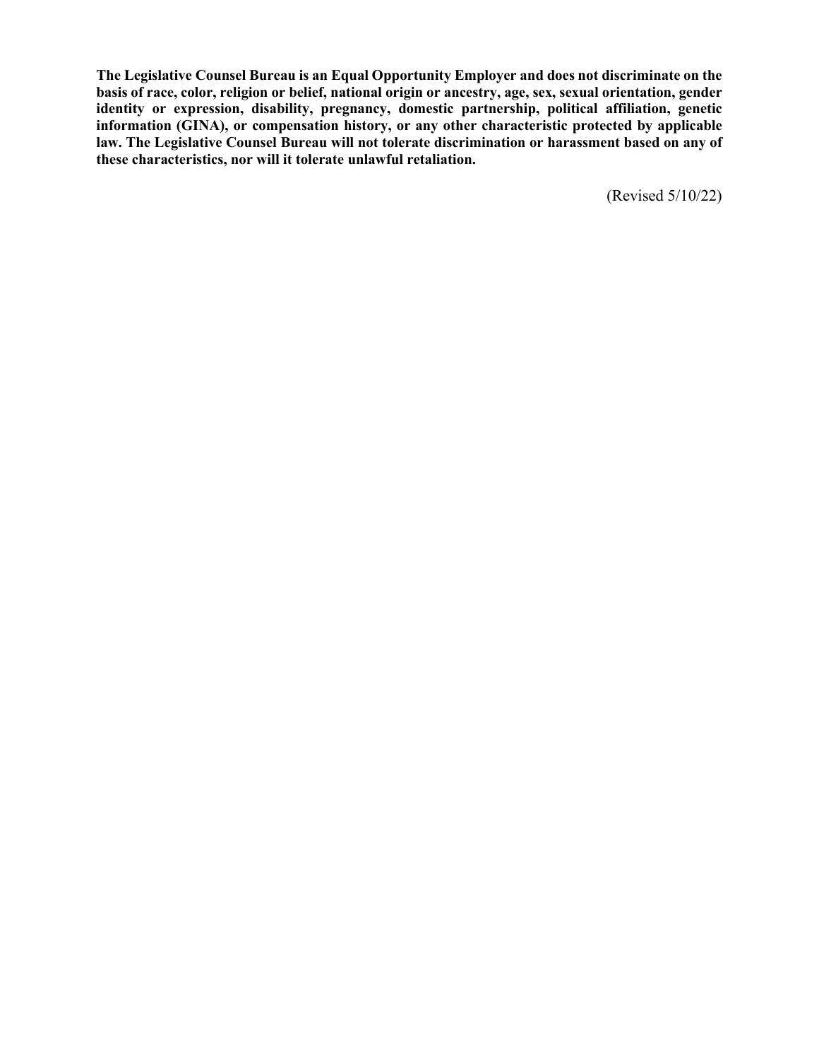**The Legislative Counsel Bureau is an Equal Opportunity Employer and does not discriminate on the basis of race, color, religion or belief, national origin or ancestry, age, sex, sexual orientation, gender identity or expression, disability, pregnancy, domestic partnership, political affiliation, genetic information (GINA), or compensation history, or any other characteristic protected by applicable law. The Legislative Counsel Bureau will not tolerate discrimination or harassment based on any of these characteristics, nor will it tolerate unlawful retaliation.**

(Revised 5/10/22)